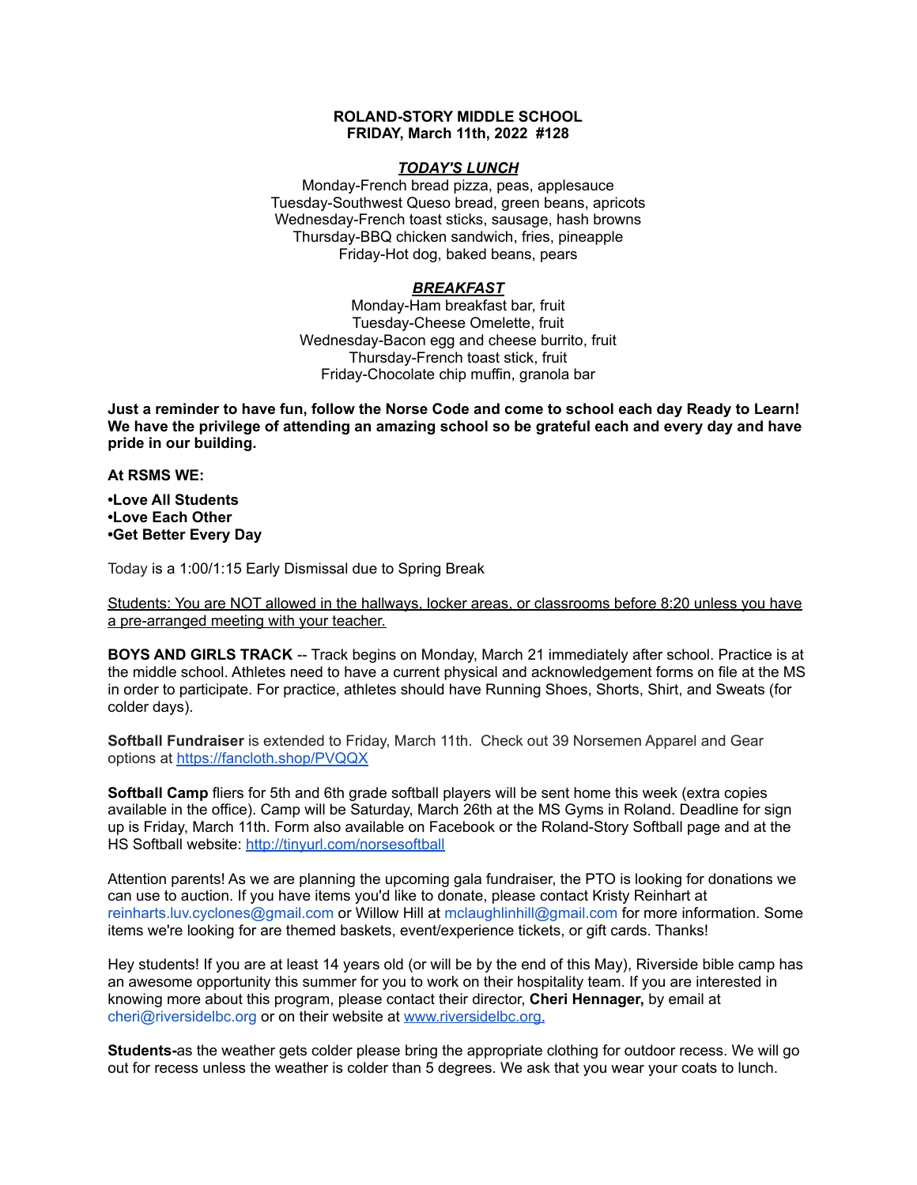**ROLAND-STORY MIDDLE SCHOOL**
**FRIDAY, March 11th, 2022 #128**

***TODAY'S LUNCH***

Monday-French bread pizza, peas, applesauce
Tuesday-Southwest Queso bread, green beans, apricots
Wednesday-French toast sticks, sausage, hash browns
Thursday-BBQ chicken sandwich, fries, pineapple
Friday-Hot dog, baked beans, pears

***BREAKFAST***

Monday-Ham breakfast bar, fruit
Tuesday-Cheese Omelette, fruit
Wednesday-Bacon egg and cheese burrito, fruit
Thursday-French toast stick, fruit
Friday-Chocolate chip muffin, granola bar

**Just a reminder to have fun, follow the Norse Code and come to school each day Ready to Learn! We have the privilege of attending an amazing school so be grateful each and every day and have pride in our building.**

**At RSMS WE:**

**•Love All Students**
**•Love Each Other**
**•Get Better Every Day**

Today is a 1:00/1:15 Early Dismissal due to Spring Break

<u>Students: You are NOT allowed in the hallways, locker areas, or classrooms before 8:20 unless you have a pre-arranged meeting with your teacher.</u>

**BOYS AND GIRLS TRACK** -- Track begins on Monday, March 21 immediately after school. Practice is at the middle school. Athletes need to have a current physical and acknowledgement forms on file at the MS in order to participate. For practice, athletes should have Running Shoes, Shorts, Shirt, and Sweats (for colder days).

**Softball Fundraiser** is extended to Friday, March 11th. Check out 39 Norsemen Apparel and Gear options at https://fancloth.shop/PVQQX

**Softball Camp** fliers for 5th and 6th grade softball players will be sent home this week (extra copies available in the office). Camp will be Saturday, March 26th at the MS Gyms in Roland. Deadline for sign up is Friday, March 11th. Form also available on Facebook or the Roland-Story Softball page and at the HS Softball website: http://tinyurl.com/norsesoftball

Attention parents! As we are planning the upcoming gala fundraiser, the PTO is looking for donations we can use to auction. If you have items you'd like to donate, please contact Kristy Reinhart at reinharts.luv.cyclones@gmail.com or Willow Hill at mclaughlinhill@gmail.com for more information. Some items we're looking for are themed baskets, event/experience tickets, or gift cards. Thanks!

Hey students! If you are at least 14 years old (or will be by the end of this May), Riverside bible camp has an awesome opportunity this summer for you to work on their hospitality team. If you are interested in knowing more about this program, please contact their director, **Cheri Hennager,** by email at cheri@riversidelbc.org or on their website at www.riversidelbc.org.

**Students-**as the weather gets colder please bring the appropriate clothing for outdoor recess. We will go out for recess unless the weather is colder than 5 degrees. We ask that you wear your coats to lunch.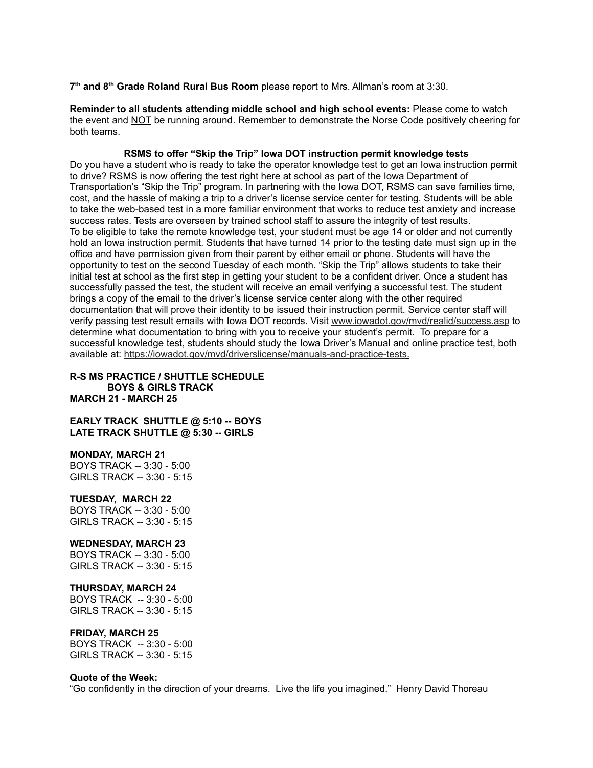**7th and 8th Grade Roland Rural Bus Room** please report to Mrs. Allman's room at 3:30.

**Reminder to all students attending middle school and high school events:** Please come to watch the event and NOT be running around. Remember to demonstrate the Norse Code positively cheering for both teams.

**RSMS to offer "Skip the Trip" Iowa DOT instruction permit knowledge tests**

Do you have a student who is ready to take the operator knowledge test to get an Iowa instruction permit to drive? RSMS is now offering the test right here at school as part of the Iowa Department of Transportation's "Skip the Trip" program. In partnering with the Iowa DOT, RSMS can save families time, cost, and the hassle of making a trip to a driver's license service center for testing. Students will be able to take the web-based test in a more familiar environment that works to reduce test anxiety and increase success rates. Tests are overseen by trained school staff to assure the integrity of test results.
To be eligible to take the remote knowledge test, your student must be age 14 or older and not currently hold an Iowa instruction permit. Students that have turned 14 prior to the testing date must sign up in the office and have permission given from their parent by either email or phone. Students will have the opportunity to test on the second Tuesday of each month. "Skip the Trip" allows students to take their initial test at school as the first step in getting your student to be a confident driver. Once a student has successfully passed the test, the student will receive an email verifying a successful test. The student brings a copy of the email to the driver's license service center along with the other required documentation that will prove their identity to be issued their instruction permit. Service center staff will verify passing test result emails with Iowa DOT records. Visit www.iowadot.gov/mvd/realid/success.asp to determine what documentation to bring with you to receive your student's permit. To prepare for a successful knowledge test, students should study the Iowa Driver's Manual and online practice test, both available at: https://iowadot.gov/mvd/driverslicense/manuals-and-practice-tests.

**R-S MS PRACTICE / SHUTTLE SCHEDULE**
**BOYS & GIRLS TRACK**
**MARCH 21 - MARCH 25**

**EARLY TRACK SHUTTLE @ 5:10 -- BOYS**
**LATE TRACK SHUTTLE @ 5:30 -- GIRLS**

**MONDAY, MARCH 21**
BOYS TRACK -- 3:30 - 5:00
GIRLS TRACK -- 3:30 - 5:15

**TUESDAY, MARCH 22**
BOYS TRACK -- 3:30 - 5:00
GIRLS TRACK -- 3:30 - 5:15

**WEDNESDAY, MARCH 23**
BOYS TRACK -- 3:30 - 5:00
GIRLS TRACK -- 3:30 - 5:15

**THURSDAY, MARCH 24**
BOYS TRACK -- 3:30 - 5:00
GIRLS TRACK -- 3:30 - 5:15

**FRIDAY, MARCH 25**
BOYS TRACK -- 3:30 - 5:00
GIRLS TRACK -- 3:30 - 5:15

**Quote of the Week:**
"Go confidently in the direction of your dreams. Live the life you imagined." Henry David Thoreau